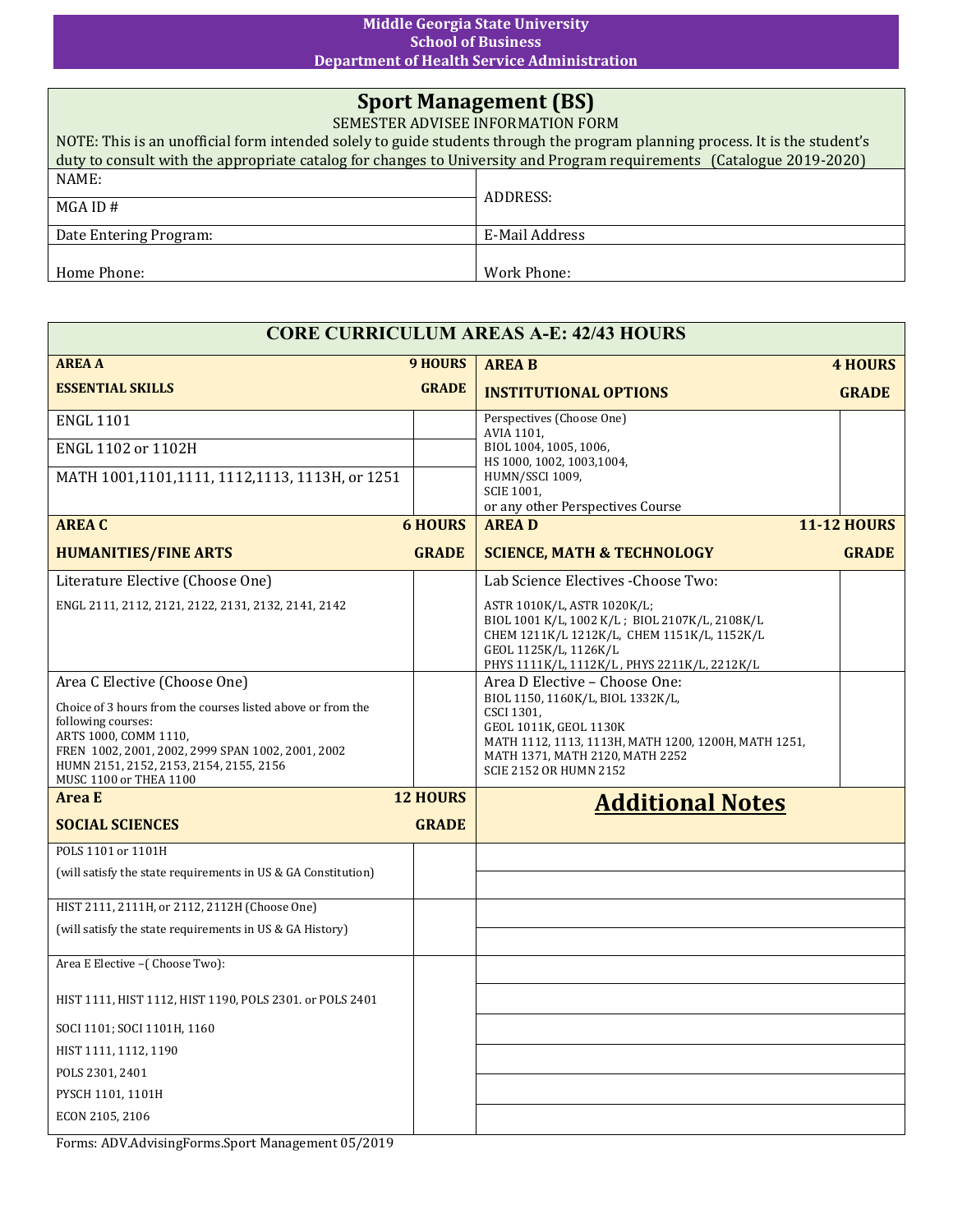**Middle Georgia State University**
**School of Business**
**Department of Health Service Administration**

# Sport Management (BS)

SEMESTER ADVISEE INFORMATION FORM

NOTE: This is an unofficial form intended solely to guide students through the program planning process. It is the student's duty to consult with the appropriate catalog for changes to University and Program requirements (Catalogue 2019-2020)

| | |
|---|---|
| NAME: | ADDRESS: |
| MGA ID # | |
| Date Entering Program: | E-Mail Address |
| Home Phone: | Work Phone: |

## CORE CURRICULUM AREAS A-E: 42/43 HOURS

| **AREA A** **ESSENTIAL SKILLS** | **9 HOURS** **GRADE** |
|---|---|
| ENGL 1101 | |
| ENGL 1102 or 1102H | |
| MATH 1001,1101,1111, 1112,1113, 1113H, or 1251 | |

| **AREA B** **INSTITUTIONAL OPTIONS** | **4 HOURS** **GRADE** |
|---|---|
| Perspectives (Choose One) AVIA 1101, BIOL 1004, 1005, 1006, HS 1000, 1002, 1003,1004, HUMN/SSCI 1009, SCIE 1001, or any other Perspectives Course | |

| **AREA C** **HUMANITIES/FINE ARTS** | **6 HOURS** **GRADE** |
|---|---|
| Literature Elective (Choose One) ENGL 2111, 2112, 2121, 2122, 2131, 2132, 2141, 2142 | |
| Area C Elective (Choose One) Choice of 3 hours from the courses listed above or from the following courses: ARTS 1000, COMM 1110, FREN 1002, 2001, 2002, 2999 SPAN 1002, 2001, 2002 HUMN 2151, 2152, 2153, 2154, 2155, 2156 MUSC 1100 or THEA 1100 | |

| **AREA D** **SCIENCE, MATH & TECHNOLOGY** | **11-12 HOURS** **GRADE** |
|---|---|
| Lab Science Electives -Choose Two: ASTR 1010K/L, ASTR 1020K/L; BIOL 1001 K/L, 1002 K/L ; BIOL 2107K/L, 2108K/L CHEM 1211K/L 1212K/L, CHEM 1151K/L, 1152K/L GEOL 1125K/L, 1126K/L PHYS 1111K/L, 1112K/L , PHYS 2211K/L, 2212K/L | |
| Area D Elective – Choose One: BIOL 1150, 1160K/L, BIOL 1332K/L, CSCI 1301, GEOL 1011K, GEOL 1130K MATH 1112, 1113, 1113H, MATH 1200, 1200H, MATH 1251, MATH 1371, MATH 2120, MATH 2252 SCIE 2152 OR HUMN 2152 | |

| **Area E** **SOCIAL SCIENCES** | **12 HOURS** **GRADE** |
|---|---|
| POLS 1101 or 1101H (will satisfy the state requirements in US & GA Constitution) | |
| HIST 2111, 2111H, or 2112, 2112H (Choose One) (will satisfy the state requirements in US & GA History) | |
| Area E Elective –( Choose Two): HIST 1111, HIST 1112, HIST 1190, POLS 2301. or POLS 2401 SOCI 1101; SOCI 1101H, 1160 HIST 1111, 1112, 1190 POLS 2301, 2401 PYSCH 1101, 1101H ECON 2105, 2106 | |

## Additional Notes

| |
|---|
| |
| |
| |
| |
| |
| |
| |
| |
| |
| |

Forms: ADV.AdvisingForms.Sport Management 05/2019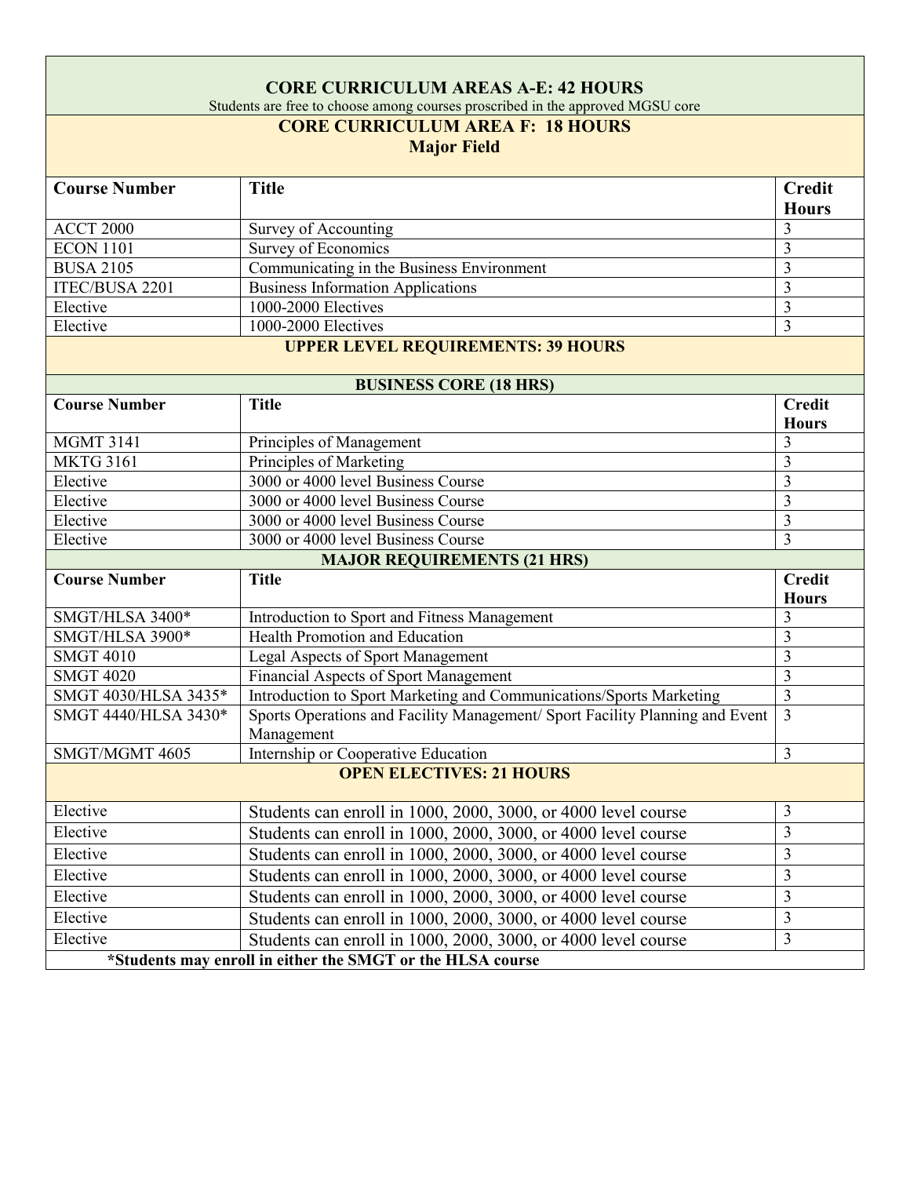## CORE CURRICULUM AREAS A-E: 42 HOURS

Students are free to choose among courses proscribed in the approved MGSU core

## CORE CURRICULUM AREA F: 18 HOURS

### Major Field

| Course Number | Title | Credit Hours |
|---|---|---|
| ACCT 2000 | Survey of Accounting | 3 |
| ECON 1101 | Survey of Economics | 3 |
| BUSA 2105 | Communicating in the Business Environment | 3 |
| ITEC/BUSA 2201 | Business Information Applications | 3 |
| Elective | 1000-2000 Electives | 3 |
| Elective | 1000-2000 Electives | 3 |

## UPPER LEVEL REQUIREMENTS: 39 HOURS

### BUSINESS CORE (18 HRS)

| Course Number | Title | Credit Hours |
|---|---|---|
| MGMT 3141 | Principles of Management | 3 |
| MKTG 3161 | Principles of Marketing | 3 |
| Elective | 3000 or 4000 level Business Course | 3 |
| Elective | 3000 or 4000 level Business Course | 3 |
| Elective | 3000 or 4000 level Business Course | 3 |
| Elective | 3000 or 4000 level Business Course | 3 |

### MAJOR REQUIREMENTS (21 HRS)

| Course Number | Title | Credit Hours |
|---|---|---|
| SMGT/HLSA 3400* | Introduction to Sport and Fitness Management | 3 |
| SMGT/HLSA 3900* | Health Promotion and Education | 3 |
| SMGT 4010 | Legal Aspects of Sport Management | 3 |
| SMGT 4020 | Financial Aspects of Sport Management | 3 |
| SMGT 4030/HLSA 3435* | Introduction to Sport Marketing and Communications/Sports Marketing | 3 |
| SMGT 4440/HLSA 3430* | Sports Operations and Facility Management/ Sport Facility Planning and Event Management | 3 |
| SMGT/MGMT 4605 | Internship or Cooperative Education | 3 |

## OPEN ELECTIVES: 21 HOURS

| | | |
|---|---|---|
| Elective | Students can enroll in 1000, 2000, 3000, or 4000 level course | 3 |
| Elective | Students can enroll in 1000, 2000, 3000, or 4000 level course | 3 |
| Elective | Students can enroll in 1000, 2000, 3000, or 4000 level course | 3 |
| Elective | Students can enroll in 1000, 2000, 3000, or 4000 level course | 3 |
| Elective | Students can enroll in 1000, 2000, 3000, or 4000 level course | 3 |
| Elective | Students can enroll in 1000, 2000, 3000, or 4000 level course | 3 |
| Elective | Students can enroll in 1000, 2000, 3000, or 4000 level course | 3 |

**\*Students may enroll in either the SMGT or the HLSA course**